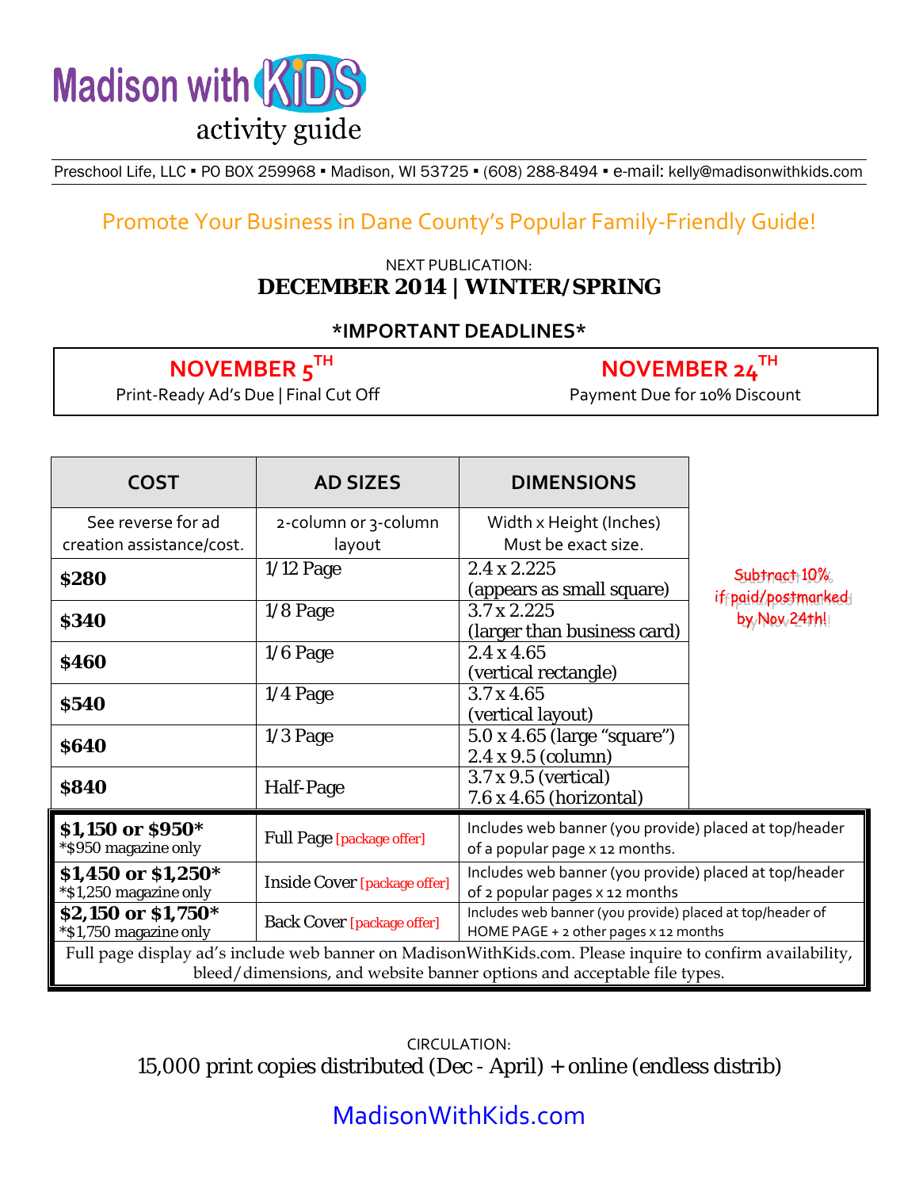# Madison with KiDS activity guide

Preschool Life, LLC ▪ PO BOX 259968 ▪ Madison, WI 53725 ▪ (608) 288-8494 ▪ e-mail: kelly@madisonwithkids.com

## Promote Your Business in Dane County's Popular Family-Friendly Guide!

NEXT PUBLICATION:

**DECEMBER 2014 | WINTER/SPRING**

**\*IMPORTANT DEADLINES\***

| NOVEMBER 5TH | NOVEMBER 24TH |
|---|---|
| Print-Ready Ad's Due \| Final Cut Off | Payment Due for 10% Discount |

| COST | AD SIZES | DIMENSIONS |
|---|---|---|
| See reverse for ad creation assistance/cost. | 2-column or 3-column layout | Width x Height (Inches) Must be exact size. |
| **$280** | 1/12 Page | 2.4 x 2.225 (appears as small square) |
| **$340** | 1/8 Page | 3.7 x 2.225 (larger than business card) |
| **$460** | 1/6 Page | 2.4 x 4.65 (vertical rectangle) |
| **$540** | 1/4 Page | 3.7 x 4.65 (vertical layout) |
| **$640** | 1/3 Page | 5.0 x 4.65 (large "square") 2.4 x 9.5 (column) |
| **$840** | Half-Page | 3.7 x 9.5 (vertical) 7.6 x 4.65 (horizontal) |
| **$1,150 or $950\*** \*$950 magazine only | Full Page [package offer] | Includes web banner (you provide) placed at top/header of a popular page x 12 months. |
| **$1,450 or $1,250\*** \*$1,250 magazine only | Inside Cover [package offer] | Includes web banner (you provide) placed at top/header of 2 popular pages x 12 months |
| **$2,150 or $1,750\*** \*$1,750 magazine only | Back Cover [package offer] | Includes web banner (you provide) placed at top/header of HOME PAGE + 2 other pages x 12 months |

Subtract 10% if paid/postmarked by Nov 24th!

Full page display ad's include web banner on MadisonWithKids.com. Please inquire to confirm availability, bleed/dimensions, and website banner options and acceptable file types.

CIRCULATION:

15,000 print copies distributed (Dec - April) + online (endless distrib)

MadisonWithKids.com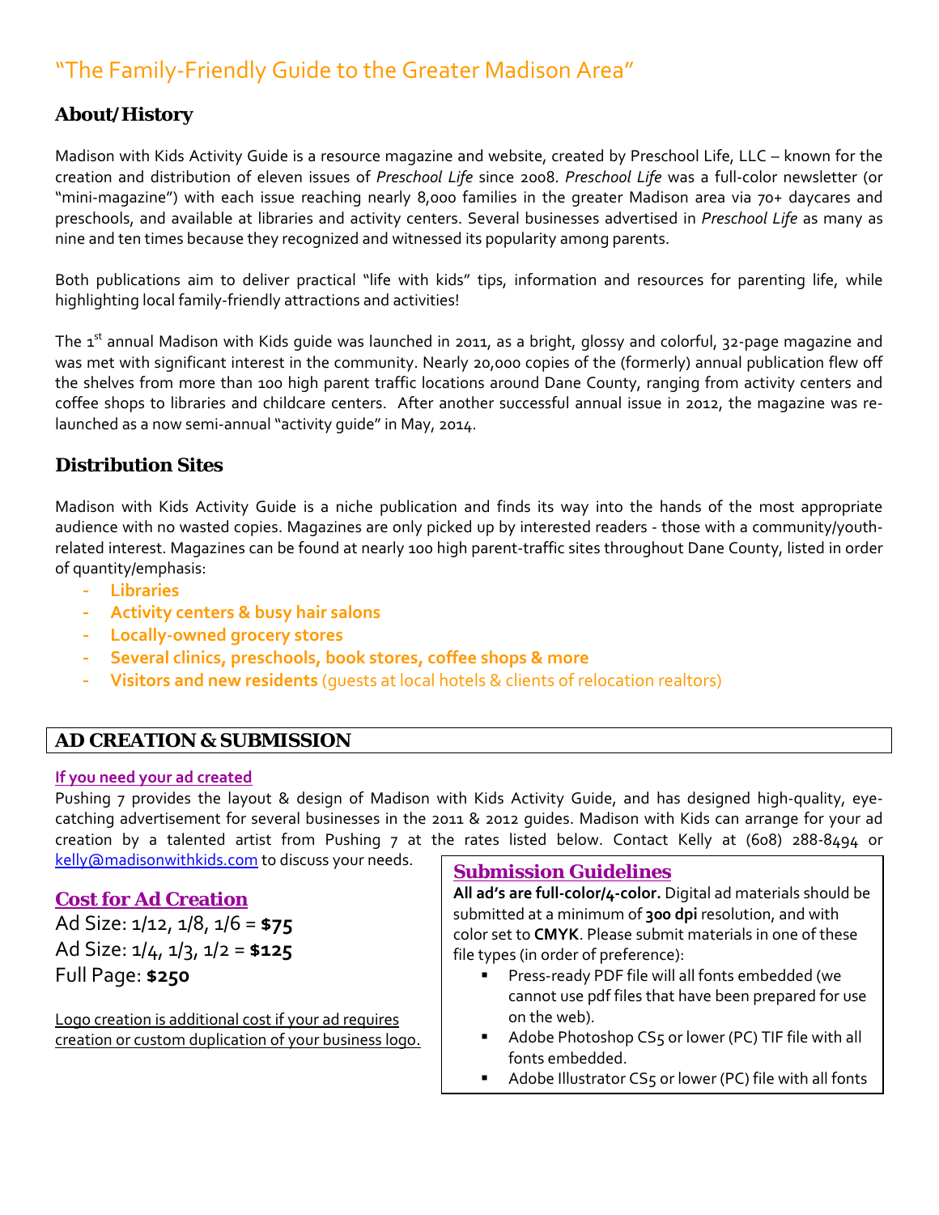# "The Family-Friendly Guide to the Greater Madison Area"

## About/History

Madison with Kids Activity Guide is a resource magazine and website, created by Preschool Life, LLC – known for the creation and distribution of eleven issues of *Preschool Life* since 2008. *Preschool Life* was a full-color newsletter (or "mini-magazine") with each issue reaching nearly 8,000 families in the greater Madison area via 70+ daycares and preschools, and available at libraries and activity centers. Several businesses advertised in *Preschool Life* as many as nine and ten times because they recognized and witnessed its popularity among parents.

Both publications aim to deliver practical "life with kids" tips, information and resources for parenting life, while highlighting local family-friendly attractions and activities!

The 1st annual Madison with Kids guide was launched in 2011, as a bright, glossy and colorful, 32-page magazine and was met with significant interest in the community. Nearly 20,000 copies of the (formerly) annual publication flew off the shelves from more than 100 high parent traffic locations around Dane County, ranging from activity centers and coffee shops to libraries and childcare centers. After another successful annual issue in 2012, the magazine was re-launched as a now semi-annual "activity guide" in May, 2014.

## Distribution Sites

Madison with Kids Activity Guide is a niche publication and finds its way into the hands of the most appropriate audience with no wasted copies. Magazines are only picked up by interested readers - those with a community/youth-related interest. Magazines can be found at nearly 100 high parent-traffic sites throughout Dane County, listed in order of quantity/emphasis:

- **Libraries**
- **Activity centers & busy hair salons**
- **Locally-owned grocery stores**
- **Several clinics, preschools, book stores, coffee shops & more**
- **Visitors and new residents** (guests at local hotels & clients of relocation realtors)

## AD CREATION & SUBMISSION

**If you need your ad created**

Pushing 7 provides the layout & design of Madison with Kids Activity Guide, and has designed high-quality, eye-catching advertisement for several businesses in the 2011 & 2012 guides. Madison with Kids can arrange for your ad creation by a talented artist from Pushing 7 at the rates listed below. Contact Kelly at (608) 288-8494 or kelly@madisonwithkids.com to discuss your needs.

### Cost for Ad Creation

Ad Size: 1/12, 1/8, 1/6 = **$75**
Ad Size: 1/4, 1/3, 1/2 = **$125**
Full Page: **$250**

Logo creation is additional cost if your ad requires creation or custom duplication of your business logo.

### Submission Guidelines

**All ad's are full-color/4-color.** Digital ad materials should be submitted at a minimum of **300 dpi** resolution, and with color set to **CMYK**. Please submit materials in one of these file types (in order of preference):

- Press-ready PDF file will all fonts embedded (we cannot use pdf files that have been prepared for use on the web).
- Adobe Photoshop CS5 or lower (PC) TIF file with all fonts embedded.
- Adobe Illustrator CS5 or lower (PC) file with all fonts